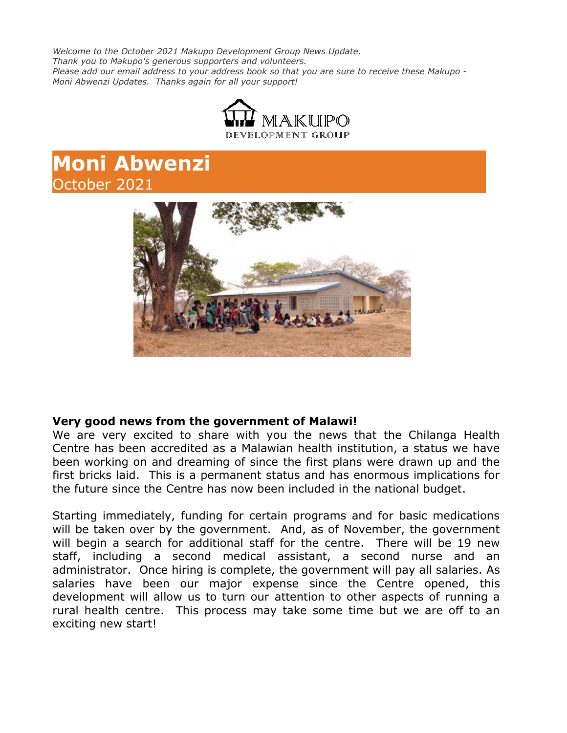*Welcome to the October 2021 Makupo Development Group News Update.*
*Thank you to Makupo's generous supporters and volunteers.*
*Please add our email address to your address book so that you are sure to receive these Makupo - Moni Abwenzi Updates. Thanks again for all your support!*

MAKUPO
DEVELOPMENT GROUP

# Moni Abwenzi
October 2021

### Very good news from the government of Malawi!

We are very excited to share with you the news that the Chilanga Health Centre has been accredited as a Malawian health institution, a status we have been working on and dreaming of since the first plans were drawn up and the first bricks laid. This is a permanent status and has enormous implications for the future since the Centre has now been included in the national budget.

Starting immediately, funding for certain programs and for basic medications will be taken over by the government. And, as of November, the government will begin a search for additional staff for the centre. There will be 19 new staff, including a second medical assistant, a second nurse and an administrator. Once hiring is complete, the government will pay all salaries. As salaries have been our major expense since the Centre opened, this development will allow us to turn our attention to other aspects of running a rural health centre. This process may take some time but we are off to an exciting new start!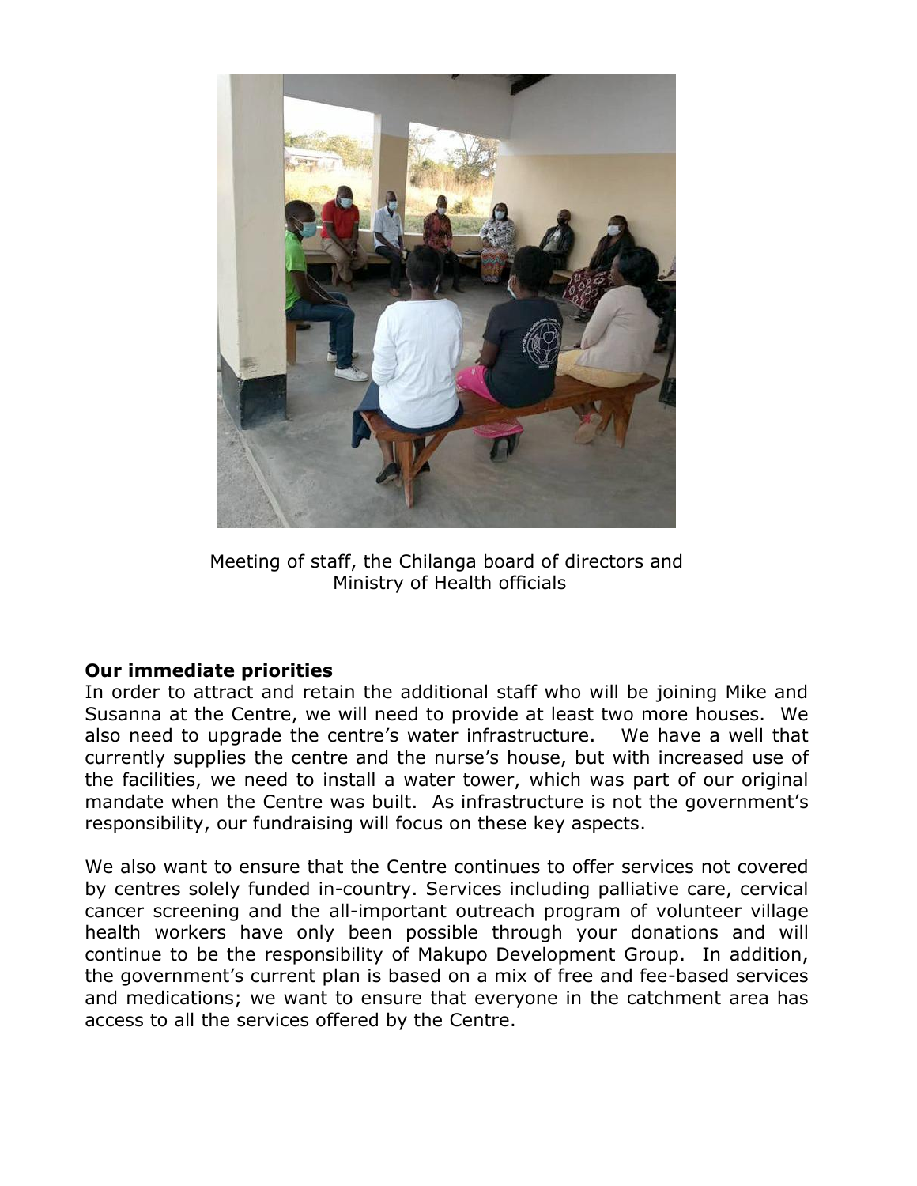Meeting of staff, the Chilanga board of directors and Ministry of Health officials

**Our immediate priorities**

In order to attract and retain the additional staff who will be joining Mike and Susanna at the Centre, we will need to provide at least two more houses. We also need to upgrade the centre's water infrastructure. We have a well that currently supplies the centre and the nurse's house, but with increased use of the facilities, we need to install a water tower, which was part of our original mandate when the Centre was built. As infrastructure is not the government's responsibility, our fundraising will focus on these key aspects.

We also want to ensure that the Centre continues to offer services not covered by centres solely funded in-country. Services including palliative care, cervical cancer screening and the all-important outreach program of volunteer village health workers have only been possible through your donations and will continue to be the responsibility of Makupo Development Group. In addition, the government's current plan is based on a mix of free and fee-based services and medications; we want to ensure that everyone in the catchment area has access to all the services offered by the Centre.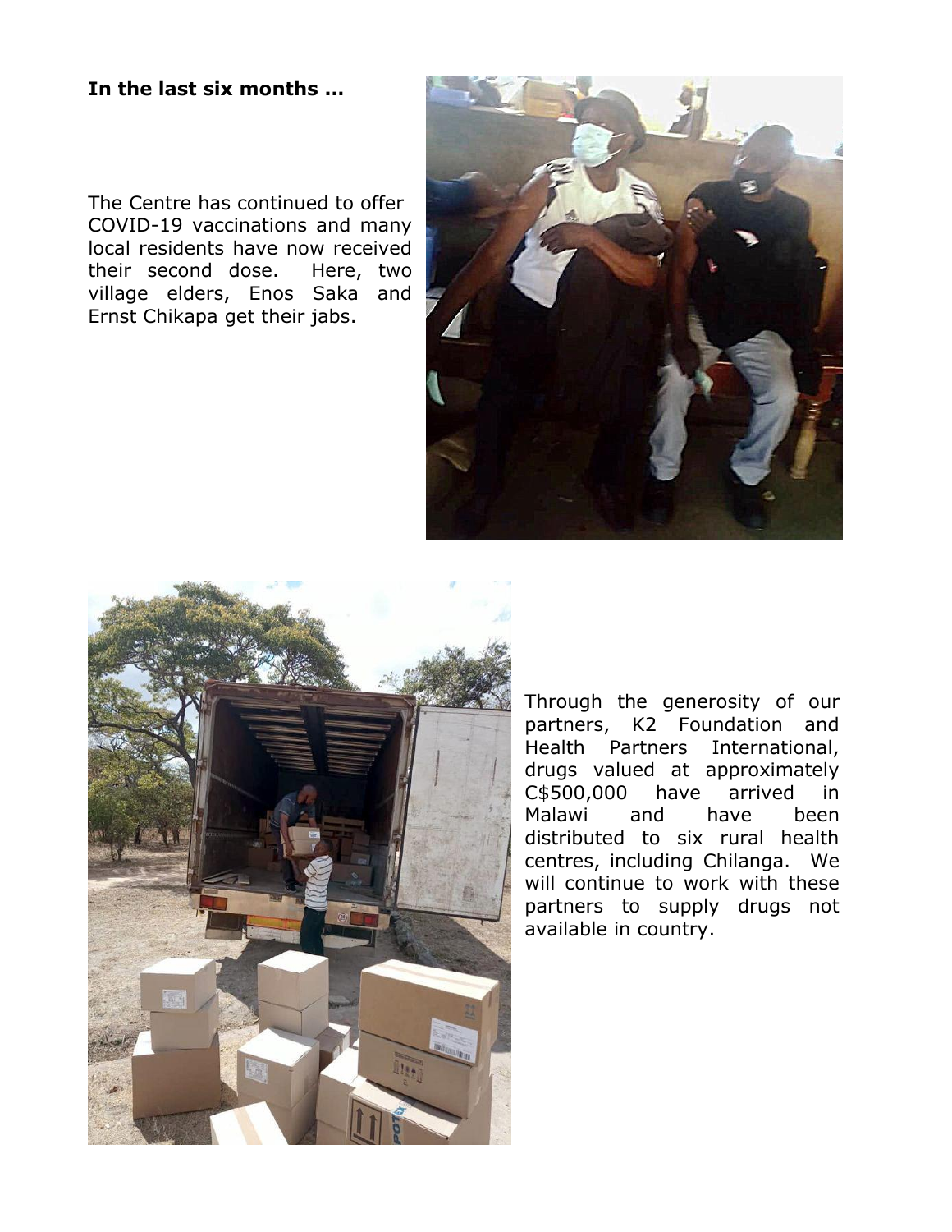**In the last six months …**

The Centre has continued to offer COVID-19 vaccinations and many local residents have now received their second dose. Here, two village elders, Enos Saka and Ernst Chikapa get their jabs.

Through the generosity of our partners, K2 Foundation and Health Partners International, drugs valued at approximately C$500,000 have arrived in Malawi and have been distributed to six rural health centres, including Chilanga. We will continue to work with these partners to supply drugs not available in country.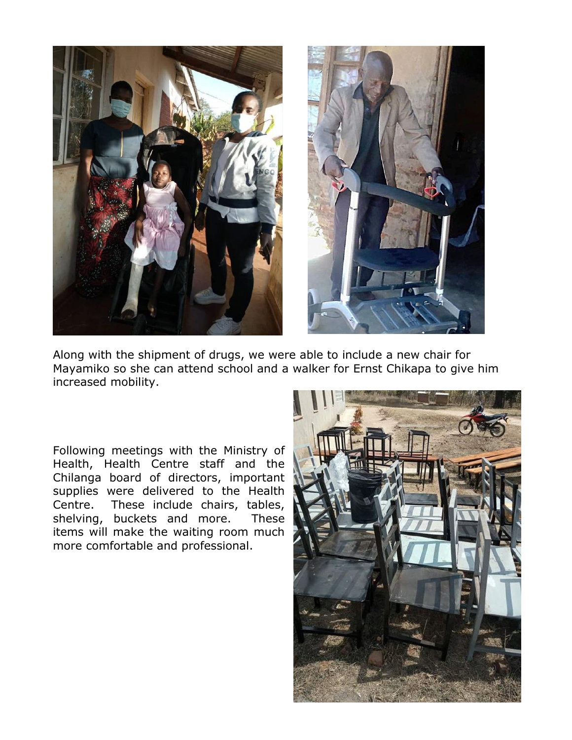Along with the shipment of drugs, we were able to include a new chair for Mayamiko so she can attend school and a walker for Ernst Chikapa to give him increased mobility.

Following meetings with the Ministry of Health, Health Centre staff and the Chilanga board of directors, important supplies were delivered to the Health Centre. These include chairs, tables, shelving, buckets and more. These items will make the waiting room much more comfortable and professional.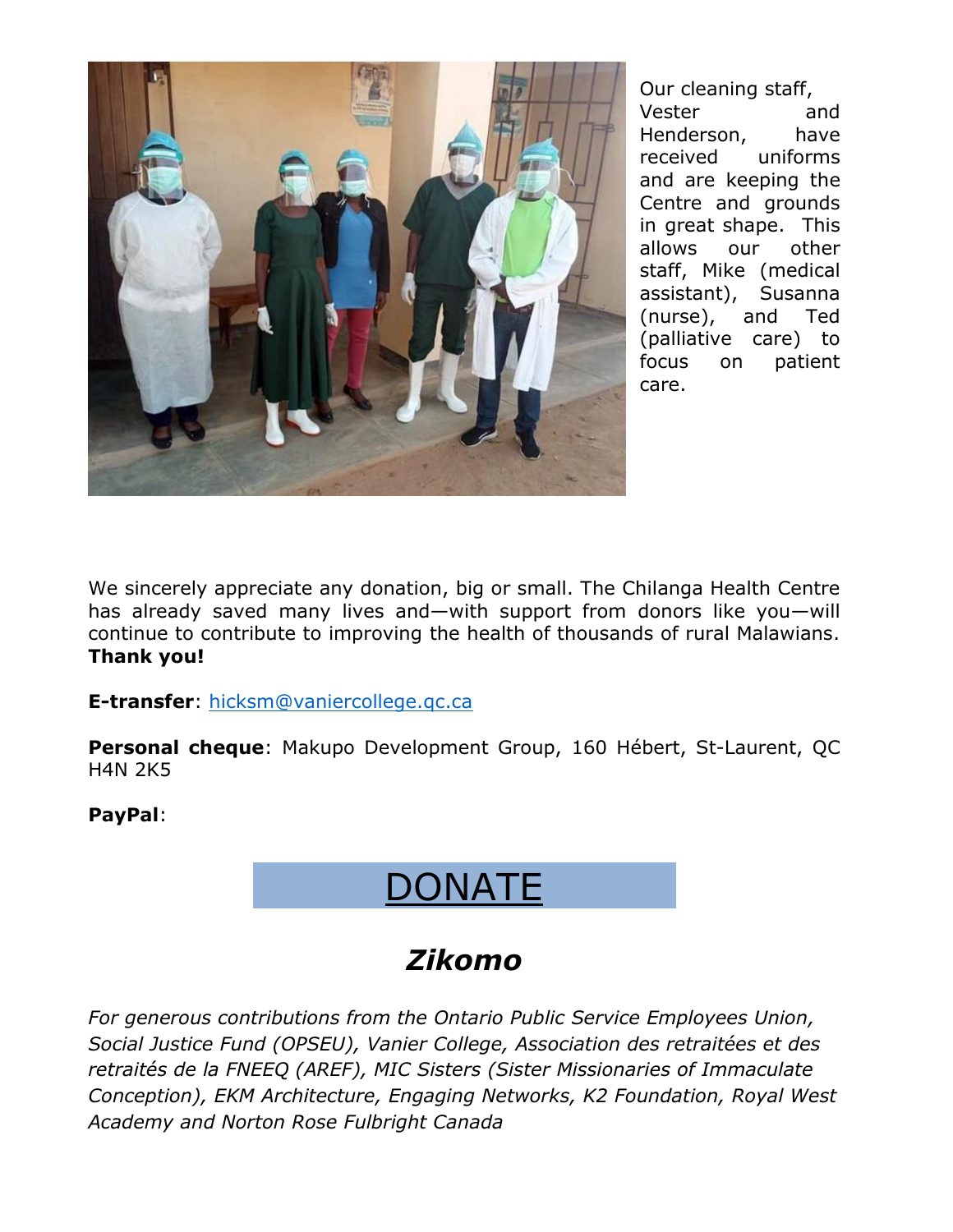Our cleaning staff, Vester and Henderson, have received uniforms and are keeping the Centre and grounds in great shape. This allows our other staff, Mike (medical assistant), Susanna (nurse), and Ted (palliative care) to focus on patient care.

We sincerely appreciate any donation, big or small. The Chilanga Health Centre has already saved many lives and—with support from donors like you—will continue to contribute to improving the health of thousands of rural Malawians. **Thank you!**

**E-transfer**: hicksm@vaniercollege.qc.ca

**Personal cheque**: Makupo Development Group, 160 Hébert, St-Laurent, QC H4N 2K5

**PayPal**:

DONATE

## *Zikomo*

*For generous contributions from the Ontario Public Service Employees Union, Social Justice Fund (OPSEU), Vanier College, Association des retraitées et des retraités de la FNEEQ (AREF), MIC Sisters (Sister Missionaries of Immaculate Conception), EKM Architecture, Engaging Networks, K2 Foundation, Royal West Academy and Norton Rose Fulbright Canada*